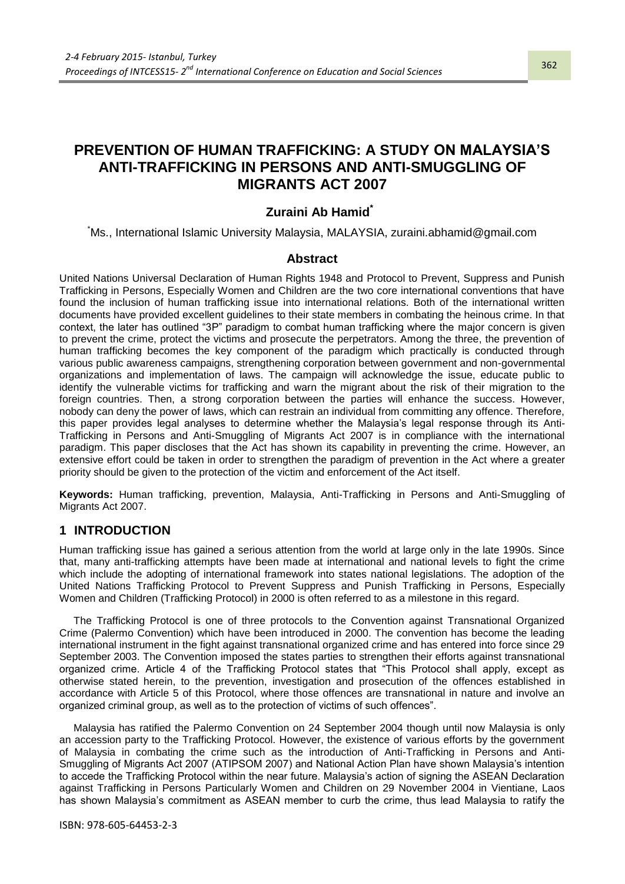# PREVENTION OF HUMAN TRAFFICKING: A STUDY ON MALAYSIA'S ANTI-TRAFFICKING IN PERSONS AND ANTI-SMUGGLING OF MIGRANTS ACT 2007

**Zuraini Ab Hamid***

*Ms., International Islamic University Malaysia, MALAYSIA, zuraini.abhamid@gmail.com

## Abstract

United Nations Universal Declaration of Human Rights 1948 and Protocol to Prevent, Suppress and Punish Trafficking in Persons, Especially Women and Children are the two core international conventions that have found the inclusion of human trafficking issue into international relations. Both of the international written documents have provided excellent guidelines to their state members in combating the heinous crime. In that context, the later has outlined "3P" paradigm to combat human trafficking where the major concern is given to prevent the crime, protect the victims and prosecute the perpetrators. Among the three, the prevention of human trafficking becomes the key component of the paradigm which practically is conducted through various public awareness campaigns, strengthening corporation between government and non-governmental organizations and implementation of laws. The campaign will acknowledge the issue, educate public to identify the vulnerable victims for trafficking and warn the migrant about the risk of their migration to the foreign countries. Then, a strong corporation between the parties will enhance the success. However, nobody can deny the power of laws, which can restrain an individual from committing any offence. Therefore, this paper provides legal analyses to determine whether the Malaysia's legal response through its Anti-Trafficking in Persons and Anti-Smuggling of Migrants Act 2007 is in compliance with the international paradigm. This paper discloses that the Act has shown its capability in preventing the crime. However, an extensive effort could be taken in order to strengthen the paradigm of prevention in the Act where a greater priority should be given to the protection of the victim and enforcement of the Act itself.

**Keywords:** Human trafficking, prevention, Malaysia, Anti-Trafficking in Persons and Anti-Smuggling of Migrants Act 2007.

## 1 INTRODUCTION

Human trafficking issue has gained a serious attention from the world at large only in the late 1990s. Since that, many anti-trafficking attempts have been made at international and national levels to fight the crime which include the adopting of international framework into states national legislations. The adoption of the United Nations Trafficking Protocol to Prevent Suppress and Punish Trafficking in Persons, Especially Women and Children (Trafficking Protocol) in 2000 is often referred to as a milestone in this regard.

The Trafficking Protocol is one of three protocols to the Convention against Transnational Organized Crime (Palermo Convention) which have been introduced in 2000. The convention has become the leading international instrument in the fight against transnational organized crime and has entered into force since 29 September 2003. The Convention imposed the states parties to strengthen their efforts against transnational organized crime. Article 4 of the Trafficking Protocol states that "This Protocol shall apply, except as otherwise stated herein, to the prevention, investigation and prosecution of the offences established in accordance with Article 5 of this Protocol, where those offences are transnational in nature and involve an organized criminal group, as well as to the protection of victims of such offences".

Malaysia has ratified the Palermo Convention on 24 September 2004 though until now Malaysia is only an accession party to the Trafficking Protocol. However, the existence of various efforts by the government of Malaysia in combating the crime such as the introduction of Anti-Trafficking in Persons and Anti-Smuggling of Migrants Act 2007 (ATIPSOM 2007) and National Action Plan have shown Malaysia's intention to accede the Trafficking Protocol within the near future. Malaysia's action of signing the ASEAN Declaration against Trafficking in Persons Particularly Women and Children on 29 November 2004 in Vientiane, Laos has shown Malaysia's commitment as ASEAN member to curb the crime, thus lead Malaysia to ratify the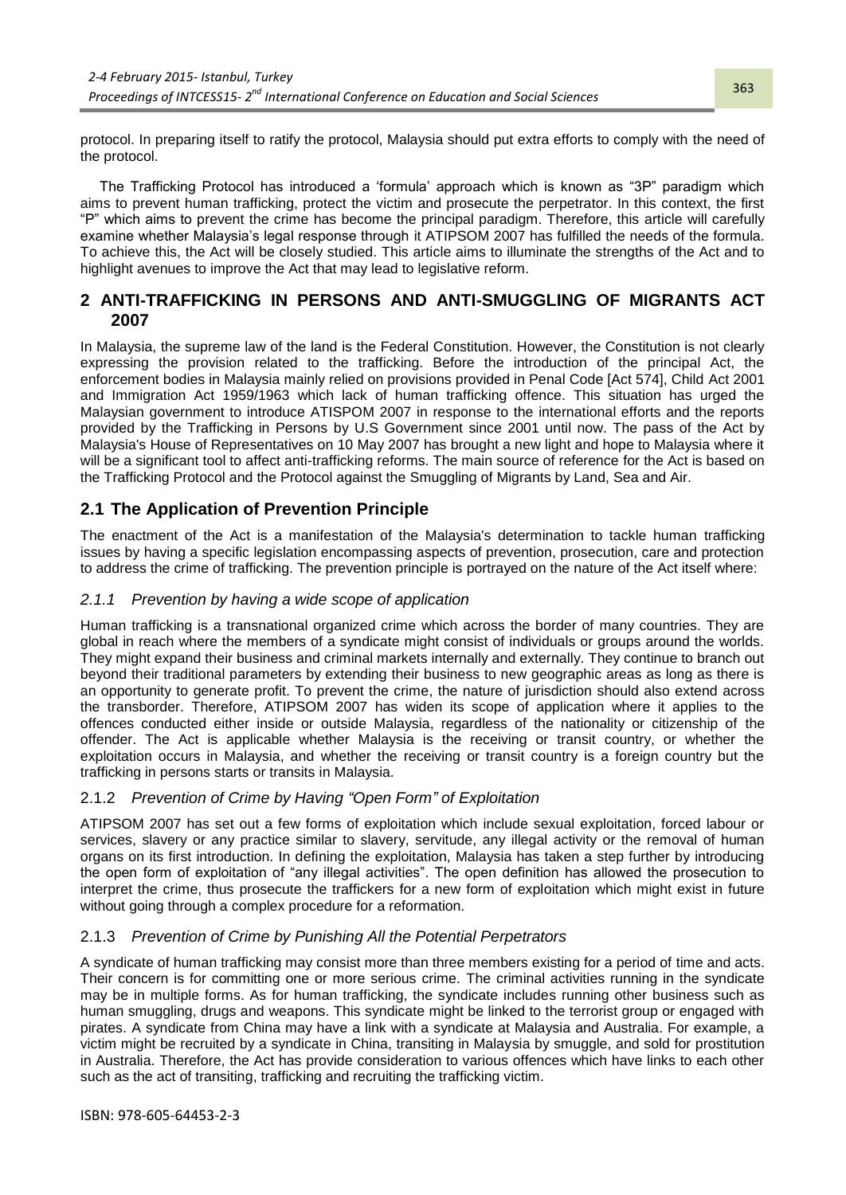protocol. In preparing itself to ratify the protocol, Malaysia should put extra efforts to comply with the need of the protocol.

The Trafficking Protocol has introduced a 'formula' approach which is known as "3P" paradigm which aims to prevent human trafficking, protect the victim and prosecute the perpetrator. In this context, the first "P" which aims to prevent the crime has become the principal paradigm. Therefore, this article will carefully examine whether Malaysia's legal response through it ATIPSOM 2007 has fulfilled the needs of the formula. To achieve this, the Act will be closely studied. This article aims to illuminate the strengths of the Act and to highlight avenues to improve the Act that may lead to legislative reform.

## 2 ANTI-TRAFFICKING IN PERSONS AND ANTI-SMUGGLING OF MIGRANTS ACT 2007

In Malaysia, the supreme law of the land is the Federal Constitution. However, the Constitution is not clearly expressing the provision related to the trafficking. Before the introduction of the principal Act, the enforcement bodies in Malaysia mainly relied on provisions provided in Penal Code [Act 574], Child Act 2001 and Immigration Act 1959/1963 which lack of human trafficking offence. This situation has urged the Malaysian government to introduce ATISPOM 2007 in response to the international efforts and the reports provided by the Trafficking in Persons by U.S Government since 2001 until now. The pass of the Act by Malaysia's House of Representatives on 10 May 2007 has brought a new light and hope to Malaysia where it will be a significant tool to affect anti-trafficking reforms. The main source of reference for the Act is based on the Trafficking Protocol and the Protocol against the Smuggling of Migrants by Land, Sea and Air.

### 2.1 The Application of Prevention Principle

The enactment of the Act is a manifestation of the Malaysia's determination to tackle human trafficking issues by having a specific legislation encompassing aspects of prevention, prosecution, care and protection to address the crime of trafficking. The prevention principle is portrayed on the nature of the Act itself where:

#### 2.1.1 *Prevention by having a wide scope of application*

Human trafficking is a transnational organized crime which across the border of many countries. They are global in reach where the members of a syndicate might consist of individuals or groups around the worlds. They might expand their business and criminal markets internally and externally. They continue to branch out beyond their traditional parameters by extending their business to new geographic areas as long as there is an opportunity to generate profit. To prevent the crime, the nature of jurisdiction should also extend across the transborder. Therefore, ATIPSOM 2007 has widen its scope of application where it applies to the offences conducted either inside or outside Malaysia, regardless of the nationality or citizenship of the offender. The Act is applicable whether Malaysia is the receiving or transit country, or whether the exploitation occurs in Malaysia, and whether the receiving or transit country is a foreign country but the trafficking in persons starts or transits in Malaysia.

#### 2.1.2 *Prevention of Crime by Having "Open Form" of Exploitation*

ATIPSOM 2007 has set out a few forms of exploitation which include sexual exploitation, forced labour or services, slavery or any practice similar to slavery, servitude, any illegal activity or the removal of human organs on its first introduction. In defining the exploitation, Malaysia has taken a step further by introducing the open form of exploitation of "any illegal activities". The open definition has allowed the prosecution to interpret the crime, thus prosecute the traffickers for a new form of exploitation which might exist in future without going through a complex procedure for a reformation.

#### 2.1.3 *Prevention of Crime by Punishing All the Potential Perpetrators*

A syndicate of human trafficking may consist more than three members existing for a period of time and acts. Their concern is for committing one or more serious crime. The criminal activities running in the syndicate may be in multiple forms. As for human trafficking, the syndicate includes running other business such as human smuggling, drugs and weapons. This syndicate might be linked to the terrorist group or engaged with pirates. A syndicate from China may have a link with a syndicate at Malaysia and Australia. For example, a victim might be recruited by a syndicate in China, transiting in Malaysia by smuggle, and sold for prostitution in Australia. Therefore, the Act has provide consideration to various offences which have links to each other such as the act of transiting, trafficking and recruiting the trafficking victim.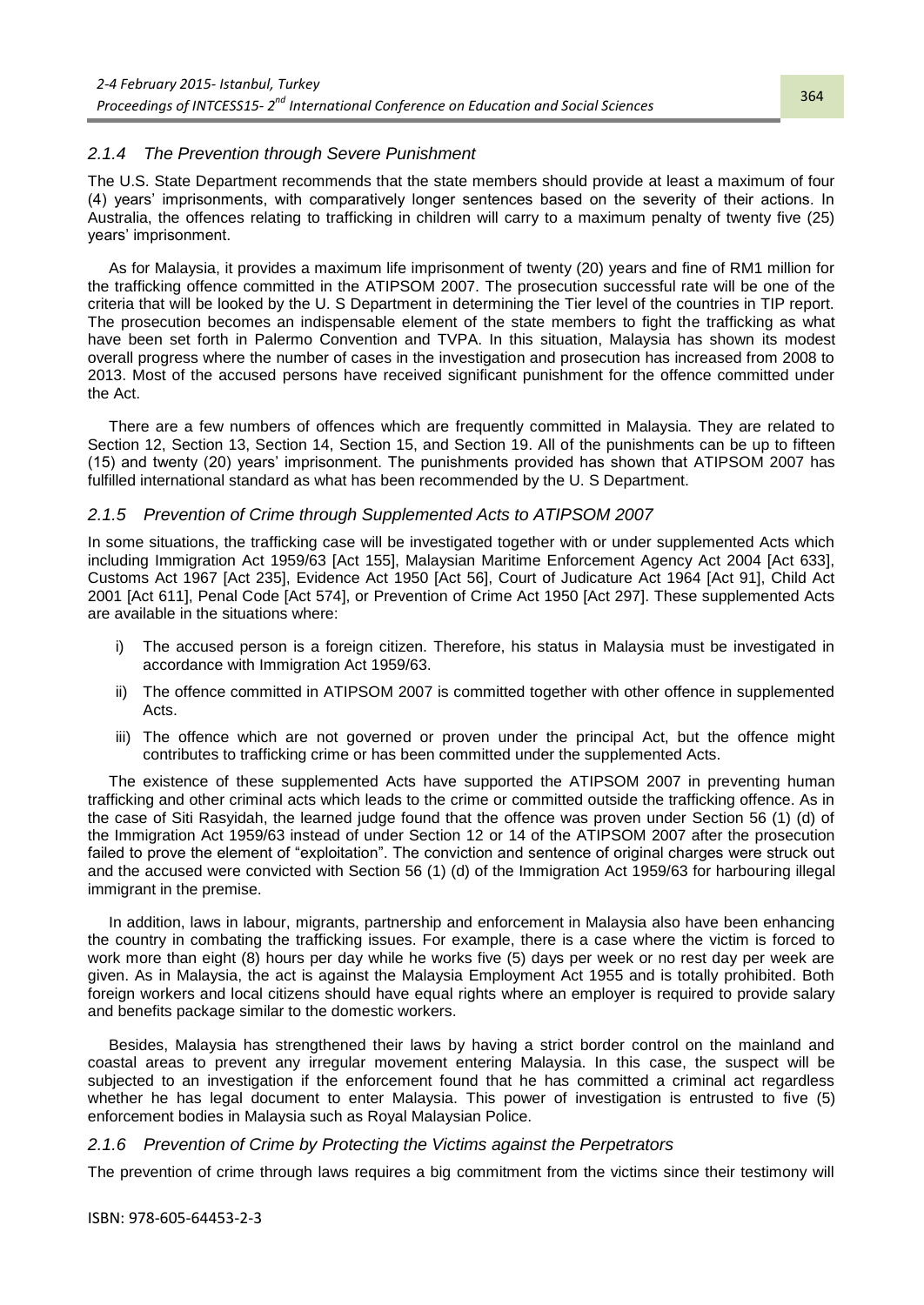### *2.1.4 The Prevention through Severe Punishment*

The U.S. State Department recommends that the state members should provide at least a maximum of four (4) years' imprisonments, with comparatively longer sentences based on the severity of their actions. In Australia, the offences relating to trafficking in children will carry to a maximum penalty of twenty five (25) years' imprisonment.

As for Malaysia, it provides a maximum life imprisonment of twenty (20) years and fine of RM1 million for the trafficking offence committed in the ATIPSOM 2007. The prosecution successful rate will be one of the criteria that will be looked by the U. S Department in determining the Tier level of the countries in TIP report. The prosecution becomes an indispensable element of the state members to fight the trafficking as what have been set forth in Palermo Convention and TVPA. In this situation, Malaysia has shown its modest overall progress where the number of cases in the investigation and prosecution has increased from 2008 to 2013. Most of the accused persons have received significant punishment for the offence committed under the Act.

There are a few numbers of offences which are frequently committed in Malaysia. They are related to Section 12, Section 13, Section 14, Section 15, and Section 19. All of the punishments can be up to fifteen (15) and twenty (20) years' imprisonment. The punishments provided has shown that ATIPSOM 2007 has fulfilled international standard as what has been recommended by the U. S Department.

### *2.1.5 Prevention of Crime through Supplemented Acts to ATIPSOM 2007*

In some situations, the trafficking case will be investigated together with or under supplemented Acts which including Immigration Act 1959/63 [Act 155], Malaysian Maritime Enforcement Agency Act 2004 [Act 633], Customs Act 1967 [Act 235], Evidence Act 1950 [Act 56], Court of Judicature Act 1964 [Act 91], Child Act 2001 [Act 611], Penal Code [Act 574], or Prevention of Crime Act 1950 [Act 297]. These supplemented Acts are available in the situations where:

i) The accused person is a foreign citizen. Therefore, his status in Malaysia must be investigated in accordance with Immigration Act 1959/63.

ii) The offence committed in ATIPSOM 2007 is committed together with other offence in supplemented Acts.

iii) The offence which are not governed or proven under the principal Act, but the offence might contributes to trafficking crime or has been committed under the supplemented Acts.

The existence of these supplemented Acts have supported the ATIPSOM 2007 in preventing human trafficking and other criminal acts which leads to the crime or committed outside the trafficking offence. As in the case of Siti Rasyidah, the learned judge found that the offence was proven under Section 56 (1) (d) of the Immigration Act 1959/63 instead of under Section 12 or 14 of the ATIPSOM 2007 after the prosecution failed to prove the element of "exploitation". The conviction and sentence of original charges were struck out and the accused were convicted with Section 56 (1) (d) of the Immigration Act 1959/63 for harbouring illegal immigrant in the premise.

In addition, laws in labour, migrants, partnership and enforcement in Malaysia also have been enhancing the country in combating the trafficking issues. For example, there is a case where the victim is forced to work more than eight (8) hours per day while he works five (5) days per week or no rest day per week are given. As in Malaysia, the act is against the Malaysia Employment Act 1955 and is totally prohibited. Both foreign workers and local citizens should have equal rights where an employer is required to provide salary and benefits package similar to the domestic workers.

Besides, Malaysia has strengthened their laws by having a strict border control on the mainland and coastal areas to prevent any irregular movement entering Malaysia. In this case, the suspect will be subjected to an investigation if the enforcement found that he has committed a criminal act regardless whether he has legal document to enter Malaysia. This power of investigation is entrusted to five (5) enforcement bodies in Malaysia such as Royal Malaysian Police.

### *2.1.6 Prevention of Crime by Protecting the Victims against the Perpetrators*

The prevention of crime through laws requires a big commitment from the victims since their testimony will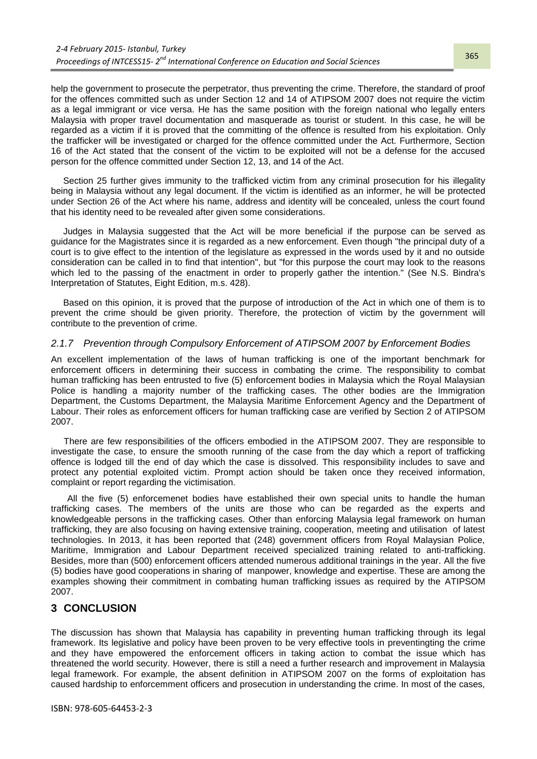help the government to prosecute the perpetrator, thus preventing the crime. Therefore, the standard of proof for the offences committed such as under Section 12 and 14 of ATIPSOM 2007 does not require the victim as a legal immigrant or vice versa. He has the same position with the foreign national who legally enters Malaysia with proper travel documentation and masquerade as tourist or student. In this case, he will be regarded as a victim if it is proved that the committing of the offence is resulted from his exploitation. Only the trafficker will be investigated or charged for the offence committed under the Act. Furthermore, Section 16 of the Act stated that the consent of the victim to be exploited will not be a defense for the accused person for the offence committed under Section 12, 13, and 14 of the Act.

Section 25 further gives immunity to the trafficked victim from any criminal prosecution for his illegality being in Malaysia without any legal document. If the victim is identified as an informer, he will be protected under Section 26 of the Act where his name, address and identity will be concealed, unless the court found that his identity need to be revealed after given some considerations.

Judges in Malaysia suggested that the Act will be more beneficial if the purpose can be served as guidance for the Magistrates since it is regarded as a new enforcement. Even though "the principal duty of a court is to give effect to the intention of the legislature as expressed in the words used by it and no outside consideration can be called in to find that intention", but "for this purpose the court may look to the reasons which led to the passing of the enactment in order to properly gather the intention." (See N.S. Bindra's Interpretation of Statutes, Eight Edition, m.s. 428).

Based on this opinion, it is proved that the purpose of introduction of the Act in which one of them is to prevent the crime should be given priority. Therefore, the protection of victim by the government will contribute to the prevention of crime.

### *2.1.7 Prevention through Compulsory Enforcement of ATIPSOM 2007 by Enforcement Bodies*

An excellent implementation of the laws of human trafficking is one of the important benchmark for enforcement officers in determining their success in combating the crime. The responsibility to combat human trafficking has been entrusted to five (5) enforcement bodies in Malaysia which the Royal Malaysian Police is handling a majority number of the trafficking cases. The other bodies are the Immigration Department, the Customs Department, the Malaysia Maritime Enforcement Agency and the Department of Labour. Their roles as enforcement officers for human trafficking case are verified by Section 2 of ATIPSOM 2007.

There are few responsibilities of the officers embodied in the ATIPSOM 2007. They are responsible to investigate the case, to ensure the smooth running of the case from the day which a report of trafficking offence is lodged till the end of day which the case is dissolved. This responsibility includes to save and protect any potential exploited victim. Prompt action should be taken once they received information, complaint or report regarding the victimisation.

All the five (5) enforcemenet bodies have established their own special units to handle the human trafficking cases. The members of the units are those who can be regarded as the experts and knowledgeable persons in the trafficking cases. Other than enforcing Malaysia legal framework on human trafficking, they are also focusing on having extensive training, cooperation, meeting and utilisation of latest technologies. In 2013, it has been reported that (248) government officers from Royal Malaysian Police, Maritime, Immigration and Labour Department received specialized training related to anti-trafficking. Besides, more than (500) enforcement officers attended numerous additional trainings in the year. All the five (5) bodies have good cooperations in sharing of manpower, knowledge and expertise. These are among the examples showing their commitment in combating human trafficking issues as required by the ATIPSOM 2007.

## 3 CONCLUSION

The discussion has shown that Malaysia has capability in preventing human trafficking through its legal framework. Its legislative and policy have been proven to be very effective tools in preventingting the crime and they have empowered the enforcement officers in taking action to combat the issue which has threatened the world security. However, there is still a need a further research and improvement in Malaysia legal framework. For example, the absent definition in ATIPSOM 2007 on the forms of exploitation has caused hardship to enforcemment officers and prosecution in understanding the crime. In most of the cases,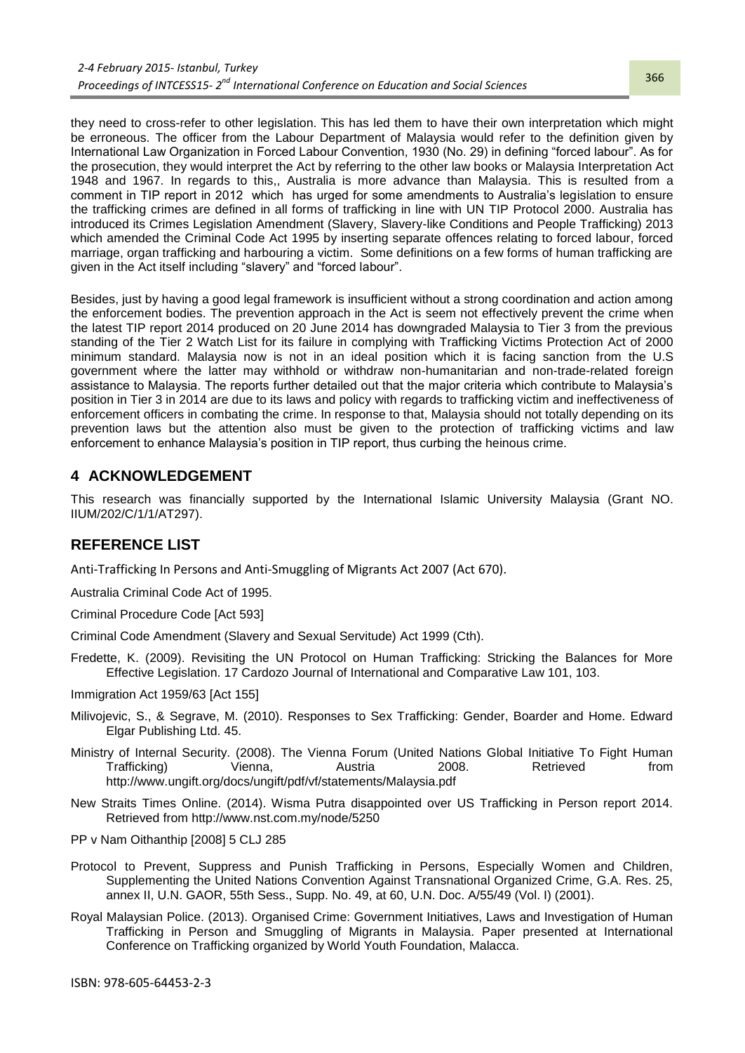they need to cross-refer to other legislation. This has led them to have their own interpretation which might be erroneous. The officer from the Labour Department of Malaysia would refer to the definition given by International Law Organization in Forced Labour Convention, 1930 (No. 29) in defining "forced labour". As for the prosecution, they would interpret the Act by referring to the other law books or Malaysia Interpretation Act 1948 and 1967. In regards to this,, Australia is more advance than Malaysia. This is resulted from a comment in TIP report in 2012 which has urged for some amendments to Australia's legislation to ensure the trafficking crimes are defined in all forms of trafficking in line with UN TIP Protocol 2000. Australia has introduced its Crimes Legislation Amendment (Slavery, Slavery-like Conditions and People Trafficking) 2013 which amended the Criminal Code Act 1995 by inserting separate offences relating to forced labour, forced marriage, organ trafficking and harbouring a victim. Some definitions on a few forms of human trafficking are given in the Act itself including "slavery" and "forced labour".

Besides, just by having a good legal framework is insufficient without a strong coordination and action among the enforcement bodies. The prevention approach in the Act is seem not effectively prevent the crime when the latest TIP report 2014 produced on 20 June 2014 has downgraded Malaysia to Tier 3 from the previous standing of the Tier 2 Watch List for its failure in complying with Trafficking Victims Protection Act of 2000 minimum standard. Malaysia now is not in an ideal position which it is facing sanction from the U.S government where the latter may withhold or withdraw non-humanitarian and non-trade-related foreign assistance to Malaysia. The reports further detailed out that the major criteria which contribute to Malaysia's position in Tier 3 in 2014 are due to its laws and policy with regards to trafficking victim and ineffectiveness of enforcement officers in combating the crime. In response to that, Malaysia should not totally depending on its prevention laws but the attention also must be given to the protection of trafficking victims and law enforcement to enhance Malaysia's position in TIP report, thus curbing the heinous crime.

## 4 ACKNOWLEDGEMENT

This research was financially supported by the International Islamic University Malaysia (Grant NO. IIUM/202/C/1/1/AT297).

## REFERENCE LIST

Anti-Trafficking In Persons and Anti-Smuggling of Migrants Act 2007 (Act 670).

Australia Criminal Code Act of 1995.

Criminal Procedure Code [Act 593]

Criminal Code Amendment (Slavery and Sexual Servitude) Act 1999 (Cth).

Fredette, K. (2009). Revisiting the UN Protocol on Human Trafficking: Stricking the Balances for More Effective Legislation. 17 Cardozo Journal of International and Comparative Law 101, 103.

Immigration Act 1959/63 [Act 155]

Milivojevic, S., & Segrave, M. (2010). Responses to Sex Trafficking: Gender, Boarder and Home. Edward Elgar Publishing Ltd. 45.

Ministry of Internal Security. (2008). The Vienna Forum (United Nations Global Initiative To Fight Human Trafficking) Vienna, Austria 2008. Retrieved from http://www.ungift.org/docs/ungift/pdf/vf/statements/Malaysia.pdf

New Straits Times Online. (2014). Wisma Putra disappointed over US Trafficking in Person report 2014. Retrieved from http://www.nst.com.my/node/5250

PP v Nam Oithanthip [2008] 5 CLJ 285

Protocol to Prevent, Suppress and Punish Trafficking in Persons, Especially Women and Children, Supplementing the United Nations Convention Against Transnational Organized Crime, G.A. Res. 25, annex II, U.N. GAOR, 55th Sess., Supp. No. 49, at 60, U.N. Doc. A/55/49 (Vol. I) (2001).

Royal Malaysian Police. (2013). Organised Crime: Government Initiatives, Laws and Investigation of Human Trafficking in Person and Smuggling of Migrants in Malaysia. Paper presented at International Conference on Trafficking organized by World Youth Foundation, Malacca.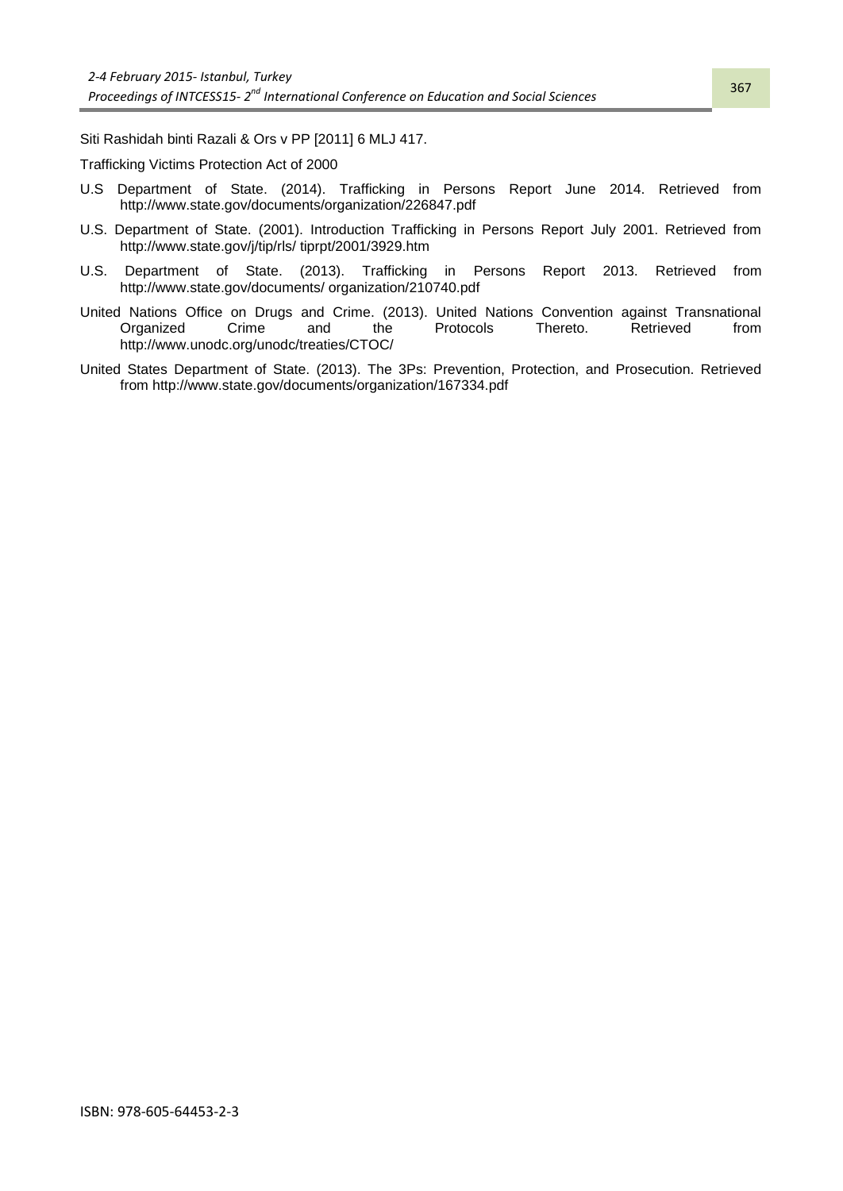Siti Rashidah binti Razali & Ors v PP [2011] 6 MLJ 417.

Trafficking Victims Protection Act of 2000

U.S Department of State. (2014). Trafficking in Persons Report June 2014. Retrieved from http://www.state.gov/documents/organization/226847.pdf

U.S. Department of State. (2001). Introduction Trafficking in Persons Report July 2001. Retrieved from http://www.state.gov/j/tip/rls/ tiprpt/2001/3929.htm

U.S. Department of State. (2013). Trafficking in Persons Report 2013. Retrieved from http://www.state.gov/documents/ organization/210740.pdf

United Nations Office on Drugs and Crime. (2013). United Nations Convention against Transnational Organized Crime and the Protocols Thereto. Retrieved from http://www.unodc.org/unodc/treaties/CTOC/

United States Department of State. (2013). The 3Ps: Prevention, Protection, and Prosecution. Retrieved from http://www.state.gov/documents/organization/167334.pdf